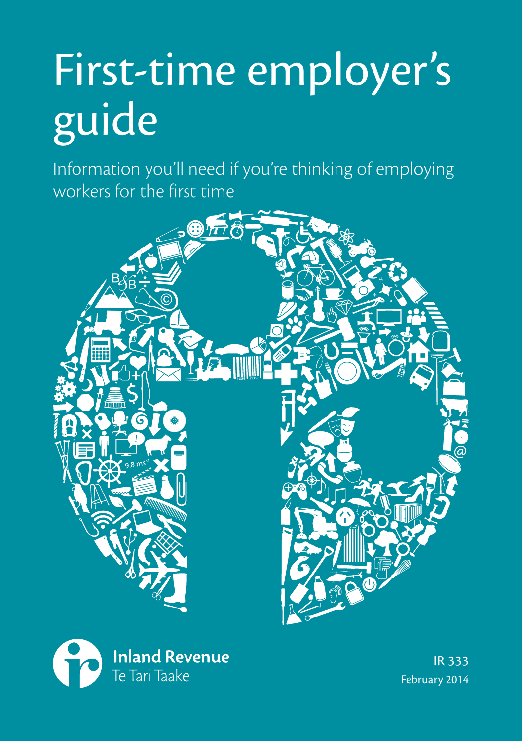# First-time employer's guide

Information you'll need if you're thinking of employing workers for the first time

Inland Revenue
Te Tari Taake

IR 333
February 2014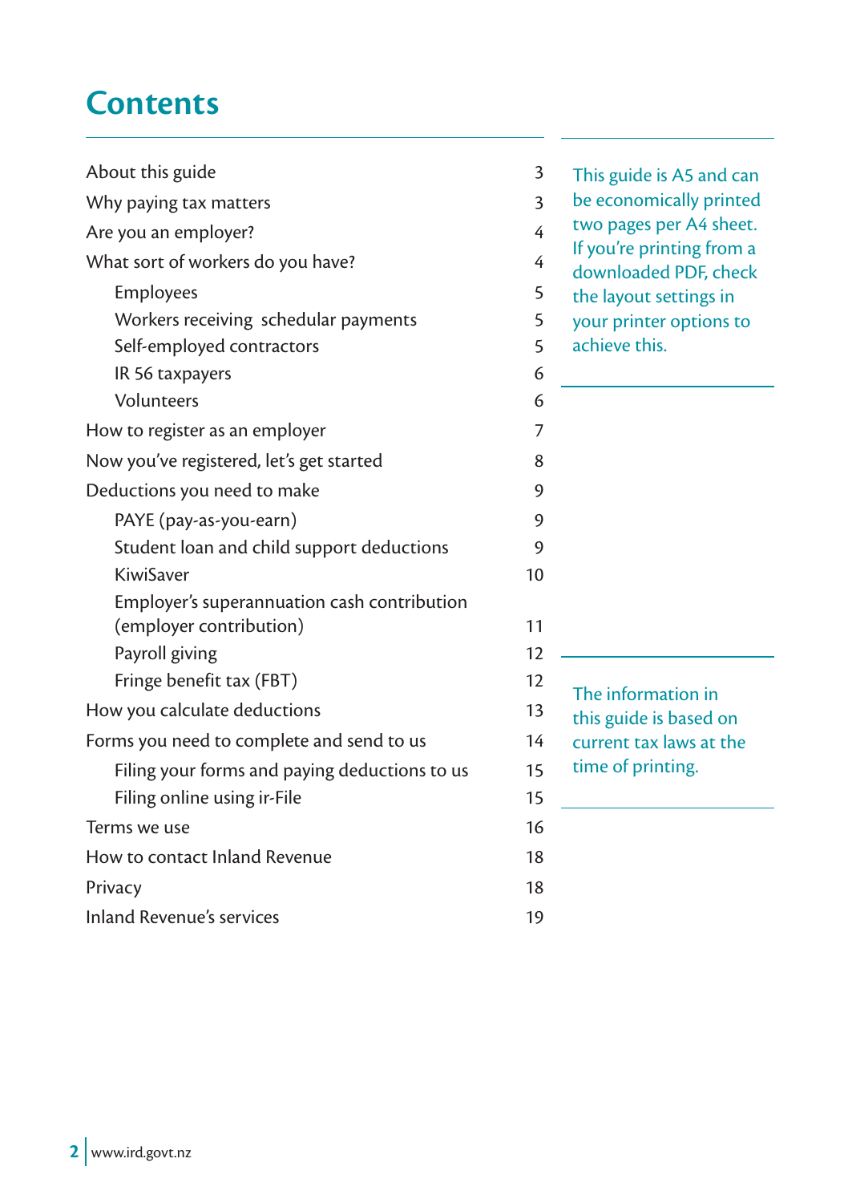# Contents

| | |
|---|---|
| About this guide | 3 |
| Why paying tax matters | 3 |
| Are you an employer? | 4 |
| What sort of workers do you have? | 4 |
| &nbsp;&nbsp;&nbsp;&nbsp;Employees | 5 |
| &nbsp;&nbsp;&nbsp;&nbsp;Workers receiving schedular payments | 5 |
| &nbsp;&nbsp;&nbsp;&nbsp;Self-employed contractors | 5 |
| &nbsp;&nbsp;&nbsp;&nbsp;IR 56 taxpayers | 6 |
| &nbsp;&nbsp;&nbsp;&nbsp;Volunteers | 6 |
| How to register as an employer | 7 |
| Now you've registered, let's get started | 8 |
| Deductions you need to make | 9 |
| &nbsp;&nbsp;&nbsp;&nbsp;PAYE (pay-as-you-earn) | 9 |
| &nbsp;&nbsp;&nbsp;&nbsp;Student loan and child support deductions | 9 |
| &nbsp;&nbsp;&nbsp;&nbsp;KiwiSaver | 10 |
| &nbsp;&nbsp;&nbsp;&nbsp;Employer's superannuation cash contribution (employer contribution) | 11 |
| &nbsp;&nbsp;&nbsp;&nbsp;Payroll giving | 12 |
| &nbsp;&nbsp;&nbsp;&nbsp;Fringe benefit tax (FBT) | 12 |
| How you calculate deductions | 13 |
| Forms you need to complete and send to us | 14 |
| &nbsp;&nbsp;&nbsp;&nbsp;Filing your forms and paying deductions to us | 15 |
| &nbsp;&nbsp;&nbsp;&nbsp;Filing online using ir-File | 15 |
| Terms we use | 16 |
| How to contact Inland Revenue | 18 |
| Privacy | 18 |
| Inland Revenue's services | 19 |

This guide is A5 and can be economically printed two pages per A4 sheet. If you're printing from a downloaded PDF, check the layout settings in your printer options to achieve this.

The information in this guide is based on current tax laws at the time of printing.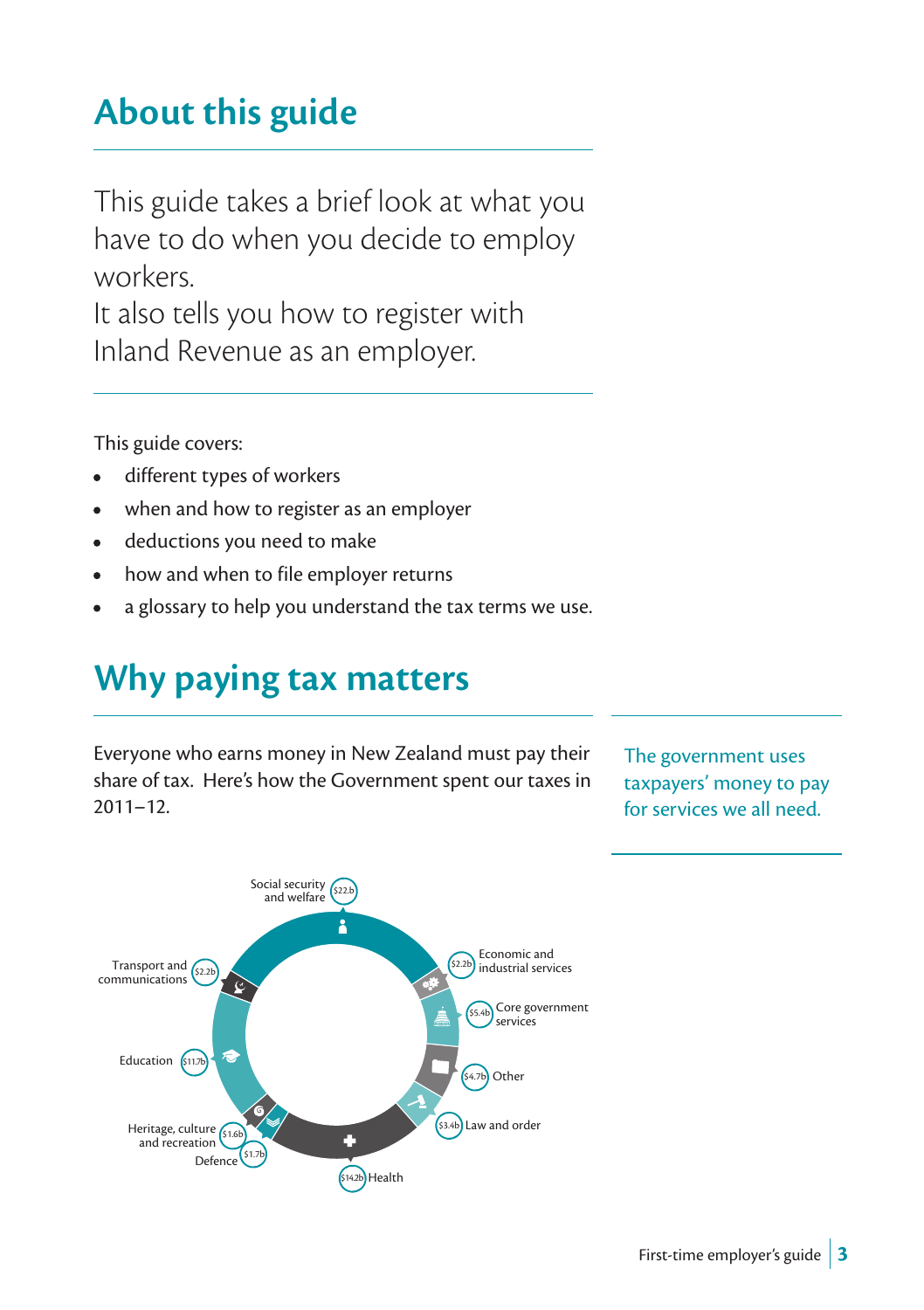# About this guide

This guide takes a brief look at what you have to do when you decide to employ workers.
It also tells you how to register with Inland Revenue as an employer.

This guide covers:

- different types of workers
- when and how to register as an employer
- deductions you need to make
- how and when to file employer returns
- a glossary to help you understand the tax terms we use.

# Why paying tax matters

Everyone who earns money in New Zealand must pay their share of tax. Here's how the Government spent our taxes in 2011–12.

The government uses taxpayers' money to pay for services we all need.

Social security and welfare $22.b

Economic and industrial services $2.2b

Core government services $5.4b

Other $4.7b

Law and order $3.4b

Health $14.2b

Defence $1.7b

Heritage, culture and recreation $1.6b

Education $11.7b

Transport and communications $2.2b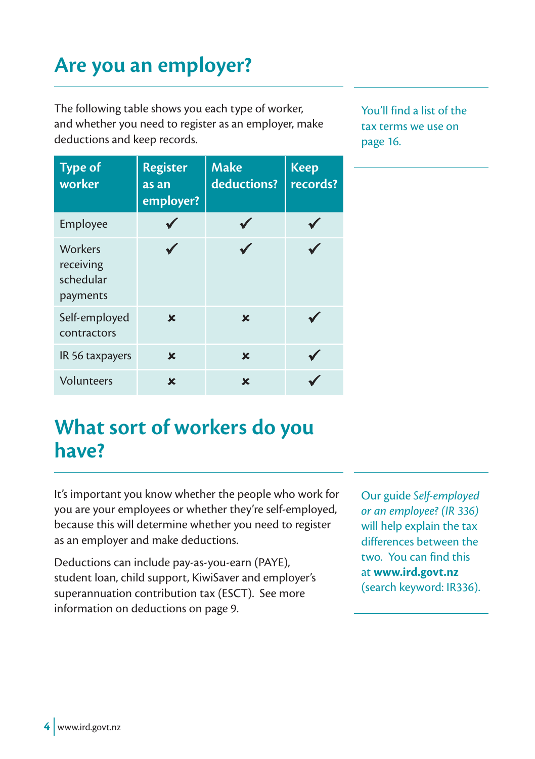# Are you an employer?

The following table shows you each type of worker, and whether you need to register as an employer, make deductions and keep records.

| Type of worker | Register as an employer? | Make deductions? | Keep records? |
|---|---|---|---|
| Employee | ✓ | ✓ | ✓ |
| Workers receiving schedular payments | ✓ | ✓ | ✓ |
| Self-employed contractors | ✗ | ✗ | ✓ |
| IR 56 taxpayers | ✗ | ✗ | ✓ |
| Volunteers | ✗ | ✗ | ✓ |

You'll find a list of the tax terms we use on page 16.

# What sort of workers do you have?

It's important you know whether the people who work for you are your employees or whether they're self-employed, because this will determine whether you need to register as an employer and make deductions.

Deductions can include pay-as-you-earn (PAYE), student loan, child support, KiwiSaver and employer's superannuation contribution tax (ESCT). See more information on deductions on page 9.

Our guide *Self-employed or an employee? (IR 336)* will help explain the tax differences between the two. You can find this at **www.ird.govt.nz** (search keyword: IR336).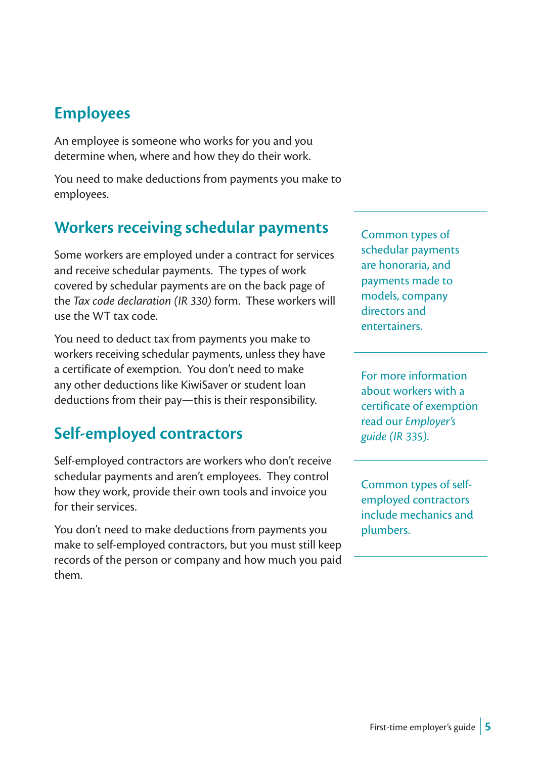## Employees

An employee is someone who works for you and you determine when, where and how they do their work.

You need to make deductions from payments you make to employees.

## Workers receiving schedular payments

Some workers are employed under a contract for services and receive schedular payments. The types of work covered by schedular payments are on the back page of the *Tax code declaration (IR 330)* form. These workers will use the WT tax code.

You need to deduct tax from payments you make to workers receiving schedular payments, unless they have a certificate of exemption. You don't need to make any other deductions like KiwiSaver or student loan deductions from their pay—this is their responsibility.

Common types of schedular payments are honoraria, and payments made to models, company directors and entertainers.

For more information about workers with a certificate of exemption read our *Employer's guide (IR 335)*.

## Self-employed contractors

Self-employed contractors are workers who don't receive schedular payments and aren't employees. They control how they work, provide their own tools and invoice you for their services.

You don't need to make deductions from payments you make to self-employed contractors, but you must still keep records of the person or company and how much you paid them.

Common types of self-employed contractors include mechanics and plumbers.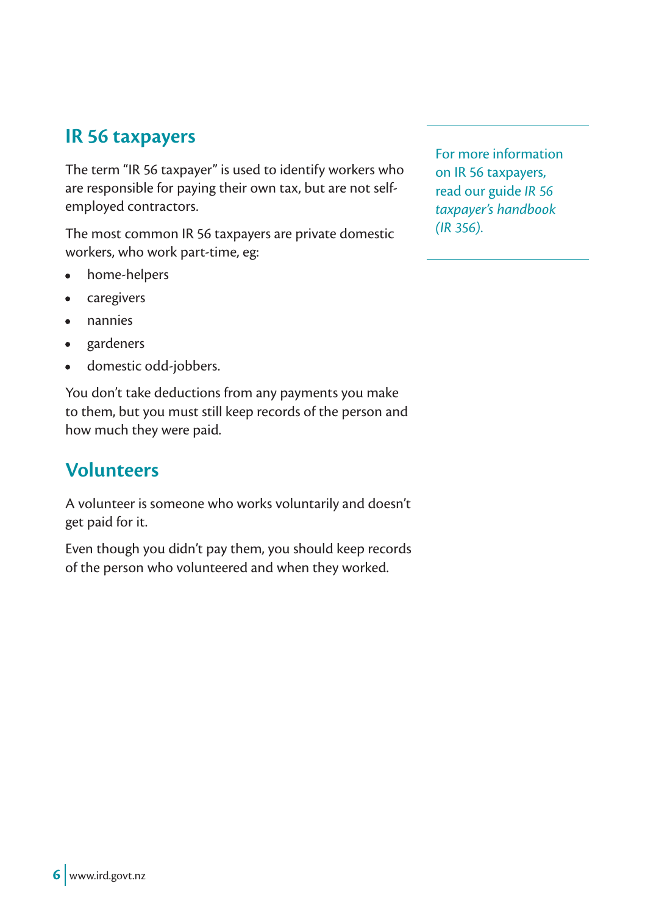## IR 56 taxpayers

The term "IR 56 taxpayer" is used to identify workers who are responsible for paying their own tax, but are not self-employed contractors.

The most common IR 56 taxpayers are private domestic workers, who work part-time, eg:

- home-helpers
- caregivers
- nannies
- gardeners
- domestic odd-jobbers.

You don't take deductions from any payments you make to them, but you must still keep records of the person and how much they were paid.

For more information on IR 56 taxpayers, read our guide *IR 56 taxpayer's handbook (IR 356)*.

## Volunteers

A volunteer is someone who works voluntarily and doesn't get paid for it.

Even though you didn't pay them, you should keep records of the person who volunteered and when they worked.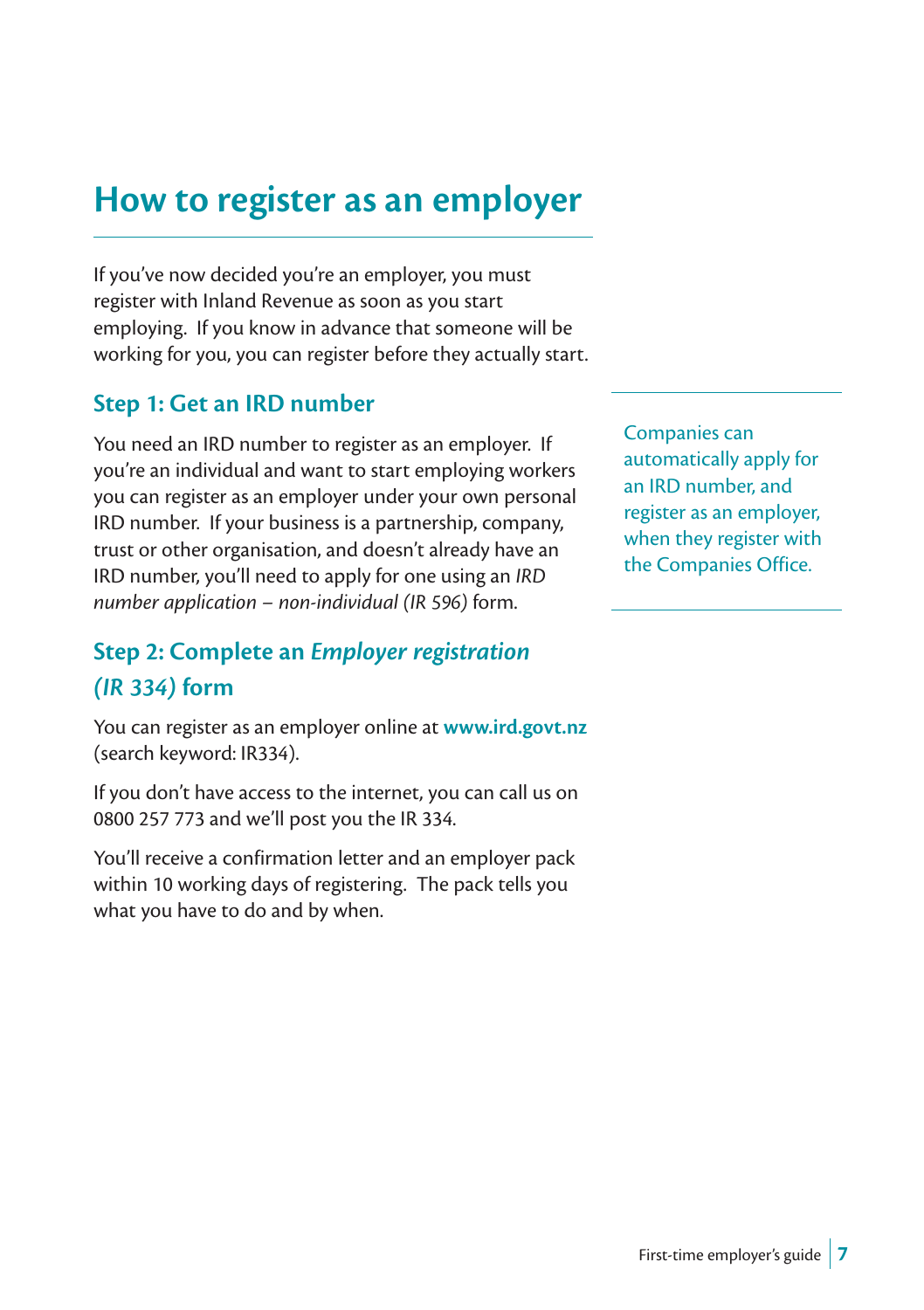# How to register as an employer

If you've now decided you're an employer, you must register with Inland Revenue as soon as you start employing. If you know in advance that someone will be working for you, you can register before they actually start.

## Step 1: Get an IRD number

You need an IRD number to register as an employer. If you're an individual and want to start employing workers you can register as an employer under your own personal IRD number. If your business is a partnership, company, trust or other organisation, and doesn't already have an IRD number, you'll need to apply for one using an *IRD number application – non-individual (IR 596)* form.

Companies can automatically apply for an IRD number, and register as an employer, when they register with the Companies Office.

## Step 2: Complete an *Employer registration (IR 334)* form

You can register as an employer online at **www.ird.govt.nz** (search keyword: IR334).

If you don't have access to the internet, you can call us on 0800 257 773 and we'll post you the IR 334.

You'll receive a confirmation letter and an employer pack within 10 working days of registering. The pack tells you what you have to do and by when.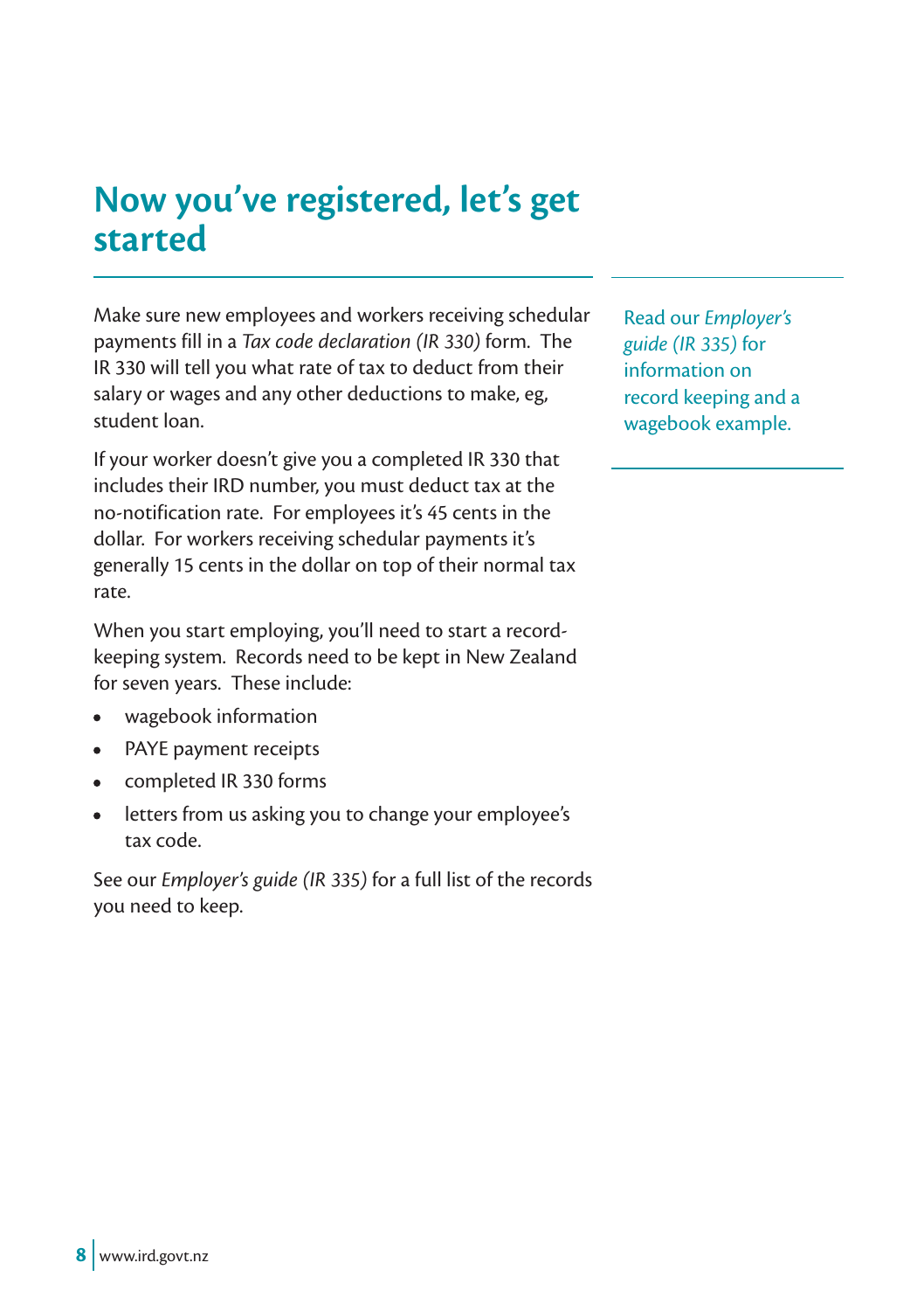# Now you've registered, let's get started

Make sure new employees and workers receiving schedular payments fill in a *Tax code declaration (IR 330)* form. The IR 330 will tell you what rate of tax to deduct from their salary or wages and any other deductions to make, eg, student loan.

If your worker doesn't give you a completed IR 330 that includes their IRD number, you must deduct tax at the no-notification rate. For employees it's 45 cents in the dollar. For workers receiving schedular payments it's generally 15 cents in the dollar on top of their normal tax rate.

When you start employing, you'll need to start a record-keeping system. Records need to be kept in New Zealand for seven years. These include:

- wagebook information
- PAYE payment receipts
- completed IR 330 forms
- letters from us asking you to change your employee's tax code.

See our *Employer's guide (IR 335)* for a full list of the records you need to keep.

Read our *Employer's guide (IR 335)* for information on record keeping and a wagebook example.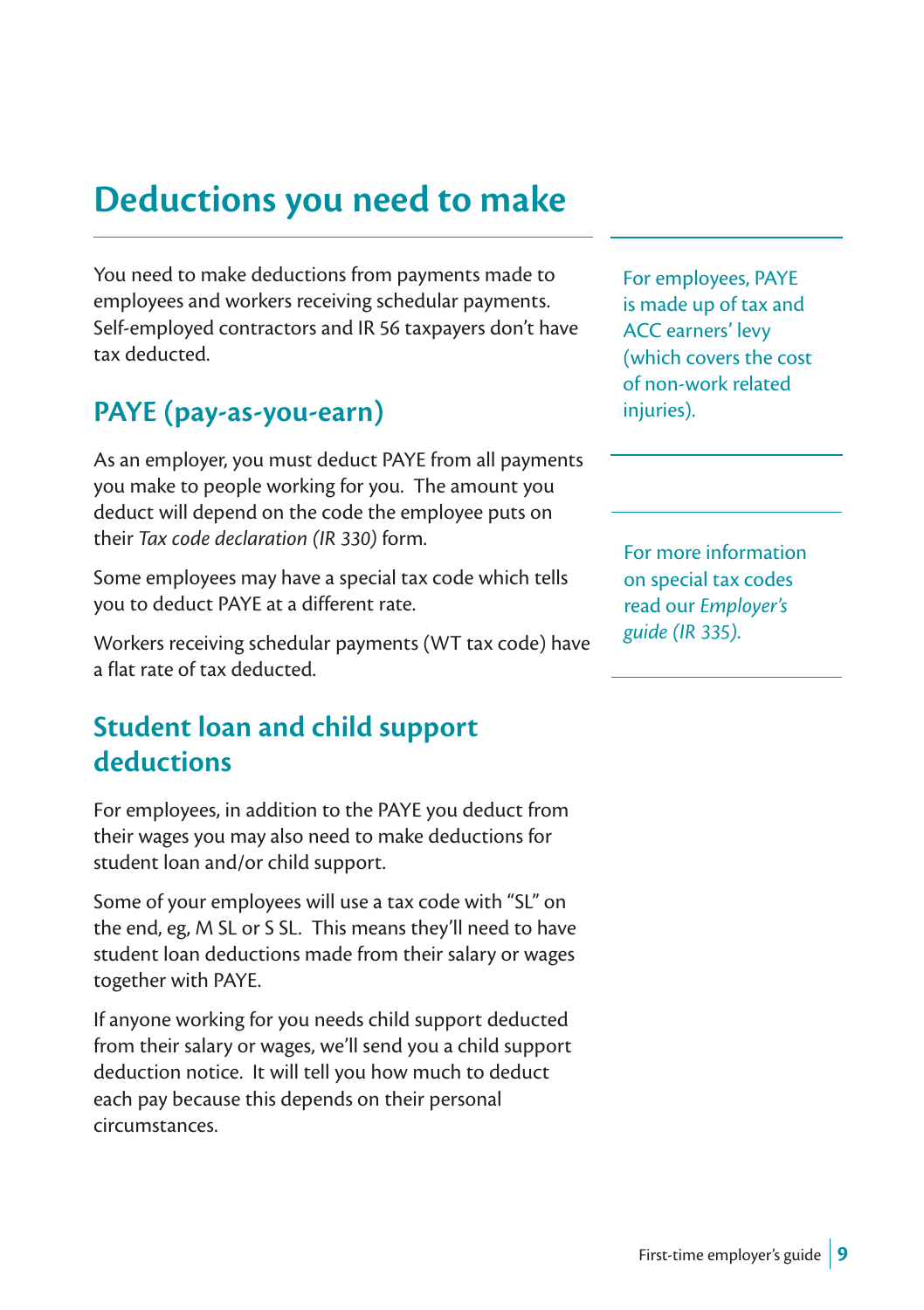# Deductions you need to make

You need to make deductions from payments made to employees and workers receiving schedular payments. Self-employed contractors and IR 56 taxpayers don't have tax deducted.

For employees, PAYE is made up of tax and ACC earners' levy (which covers the cost of non-work related injuries).

## PAYE (pay-as-you-earn)

As an employer, you must deduct PAYE from all payments you make to people working for you. The amount you deduct will depend on the code the employee puts on their *Tax code declaration (IR 330)* form.

Some employees may have a special tax code which tells you to deduct PAYE at a different rate.

Workers receiving schedular payments (WT tax code) have a flat rate of tax deducted.

For more information on special tax codes read our *Employer's guide (IR 335)*.

## Student loan and child support deductions

For employees, in addition to the PAYE you deduct from their wages you may also need to make deductions for student loan and/or child support.

Some of your employees will use a tax code with "SL" on the end, eg, M SL or S SL. This means they'll need to have student loan deductions made from their salary or wages together with PAYE.

If anyone working for you needs child support deducted from their salary or wages, we'll send you a child support deduction notice. It will tell you how much to deduct each pay because this depends on their personal circumstances.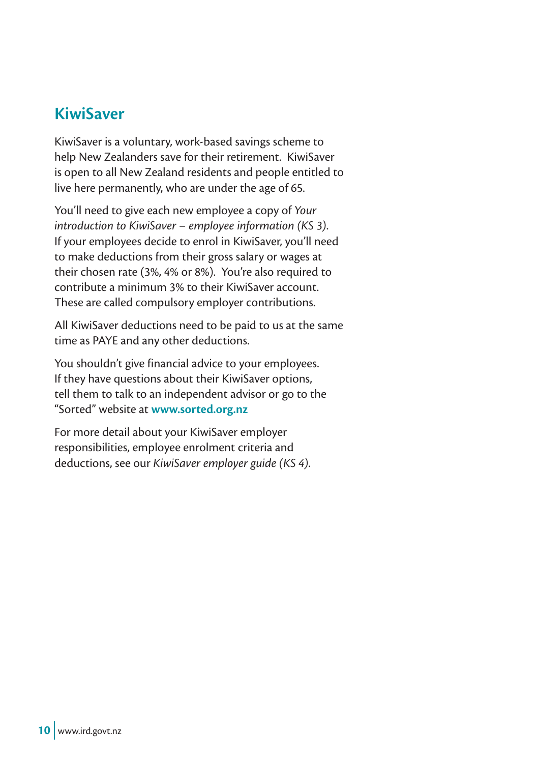## KiwiSaver

KiwiSaver is a voluntary, work-based savings scheme to help New Zealanders save for their retirement. KiwiSaver is open to all New Zealand residents and people entitled to live here permanently, who are under the age of 65.

You'll need to give each new employee a copy of *Your introduction to KiwiSaver – employee information (KS 3)*. If your employees decide to enrol in KiwiSaver, you'll need to make deductions from their gross salary or wages at their chosen rate (3%, 4% or 8%). You're also required to contribute a minimum 3% to their KiwiSaver account. These are called compulsory employer contributions.

All KiwiSaver deductions need to be paid to us at the same time as PAYE and any other deductions.

You shouldn't give financial advice to your employees. If they have questions about their KiwiSaver options, tell them to talk to an independent advisor or go to the "Sorted" website at **www.sorted.org.nz**

For more detail about your KiwiSaver employer responsibilities, employee enrolment criteria and deductions, see our *KiwiSaver employer guide (KS 4)*.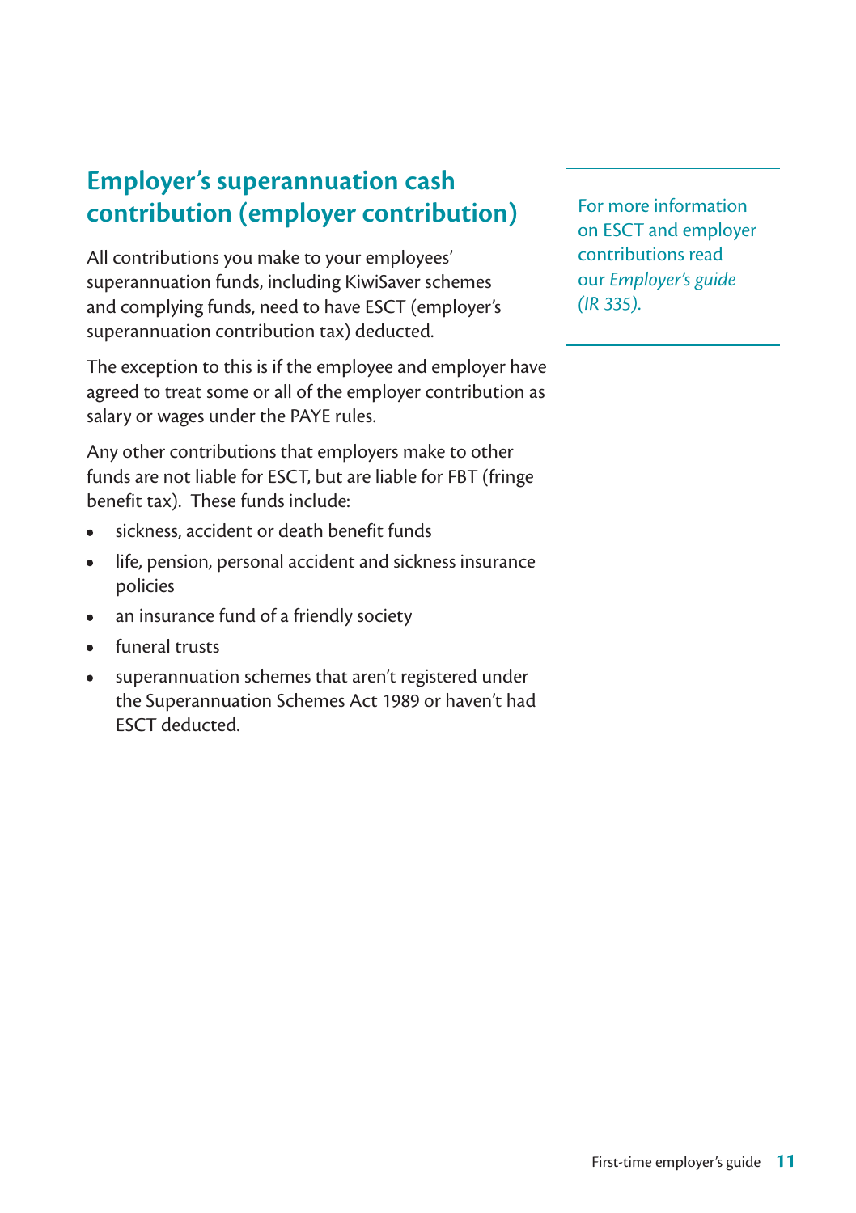## Employer's superannuation cash contribution (employer contribution)

All contributions you make to your employees' superannuation funds, including KiwiSaver schemes and complying funds, need to have ESCT (employer's superannuation contribution tax) deducted.

The exception to this is if the employee and employer have agreed to treat some or all of the employer contribution as salary or wages under the PAYE rules.

Any other contributions that employers make to other funds are not liable for ESCT, but are liable for FBT (fringe benefit tax). These funds include:

- sickness, accident or death benefit funds
- life, pension, personal accident and sickness insurance policies
- an insurance fund of a friendly society
- funeral trusts
- superannuation schemes that aren't registered under the Superannuation Schemes Act 1989 or haven't had ESCT deducted.

For more information on ESCT and employer contributions read our *Employer's guide (IR 335)*.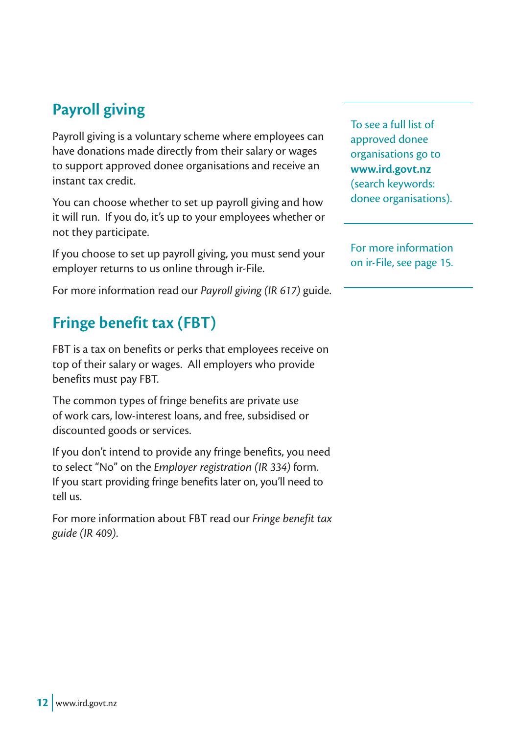## Payroll giving

Payroll giving is a voluntary scheme where employees can have donations made directly from their salary or wages to support approved donee organisations and receive an instant tax credit.

You can choose whether to set up payroll giving and how it will run. If you do, it's up to your employees whether or not they participate.

If you choose to set up payroll giving, you must send your employer returns to us online through ir-File.

For more information read our *Payroll giving (IR 617)* guide.

To see a full list of approved donee organisations go to **www.ird.govt.nz** (search keywords: donee organisations).

For more information on ir-File, see page 15.

## Fringe benefit tax (FBT)

FBT is a tax on benefits or perks that employees receive on top of their salary or wages. All employers who provide benefits must pay FBT.

The common types of fringe benefits are private use of work cars, low-interest loans, and free, subsidised or discounted goods or services.

If you don't intend to provide any fringe benefits, you need to select "No" on the *Employer registration (IR 334)* form. If you start providing fringe benefits later on, you'll need to tell us.

For more information about FBT read our *Fringe benefit tax guide (IR 409)*.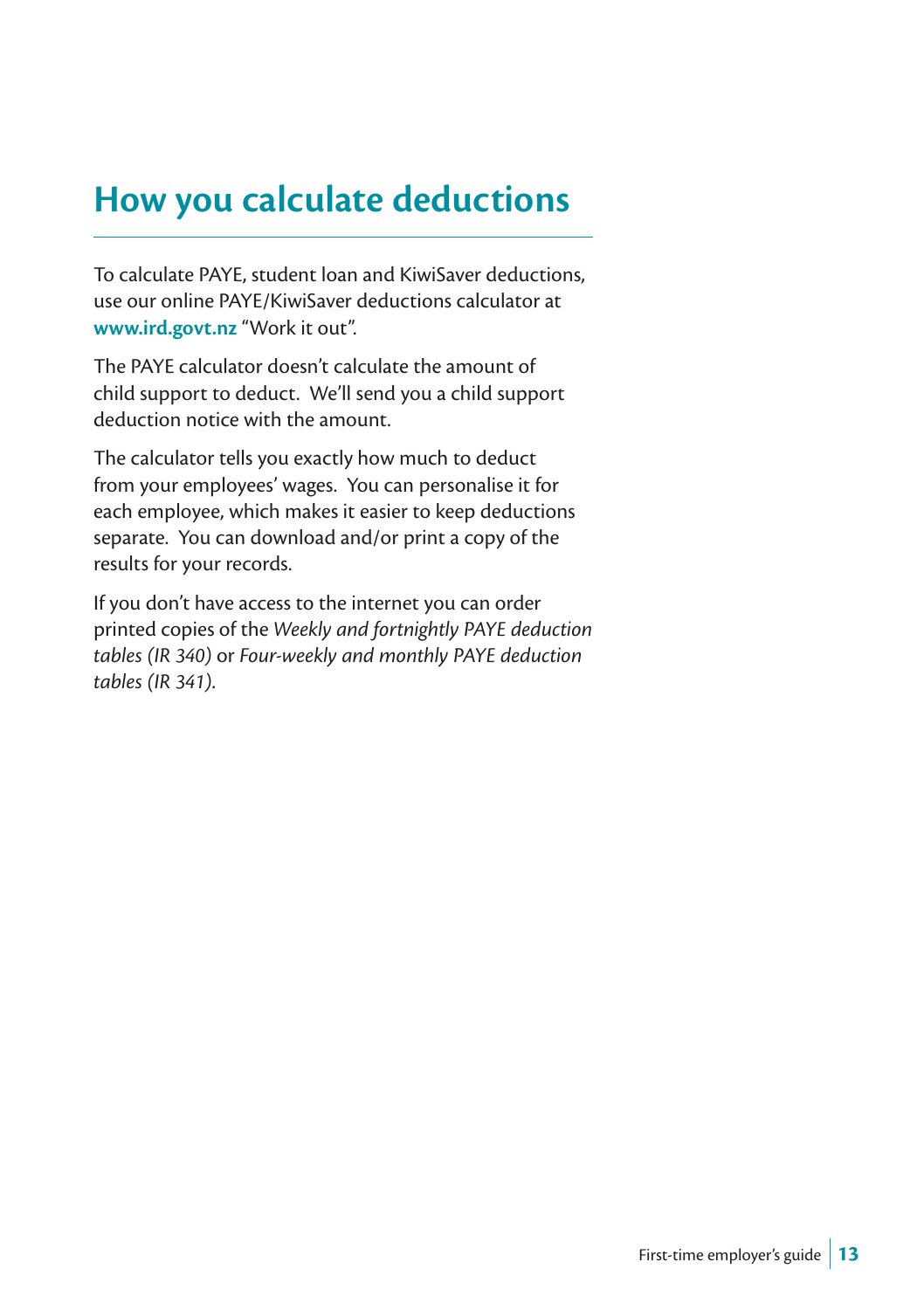# How you calculate deductions

To calculate PAYE, student loan and KiwiSaver deductions, use our online PAYE/KiwiSaver deductions calculator at **www.ird.govt.nz** "Work it out".

The PAYE calculator doesn't calculate the amount of child support to deduct. We'll send you a child support deduction notice with the amount.

The calculator tells you exactly how much to deduct from your employees' wages. You can personalise it for each employee, which makes it easier to keep deductions separate. You can download and/or print a copy of the results for your records.

If you don't have access to the internet you can order printed copies of the *Weekly and fortnightly PAYE deduction tables (IR 340)* or *Four-weekly and monthly PAYE deduction tables (IR 341)*.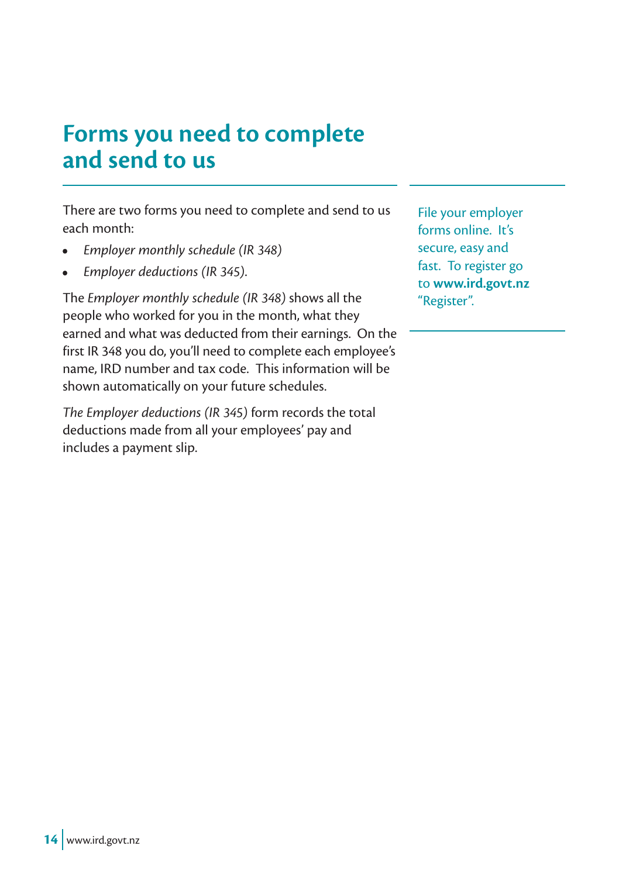# Forms you need to complete and send to us

There are two forms you need to complete and send to us each month:

- *Employer monthly schedule (IR 348)*
- *Employer deductions (IR 345).*

The *Employer monthly schedule (IR 348)* shows all the people who worked for you in the month, what they earned and what was deducted from their earnings. On the first IR 348 you do, you'll need to complete each employee's name, IRD number and tax code. This information will be shown automatically on your future schedules.

*The Employer deductions (IR 345)* form records the total deductions made from all your employees' pay and includes a payment slip.

File your employer forms online. It's secure, easy and fast. To register go to **www.ird.govt.nz** "Register".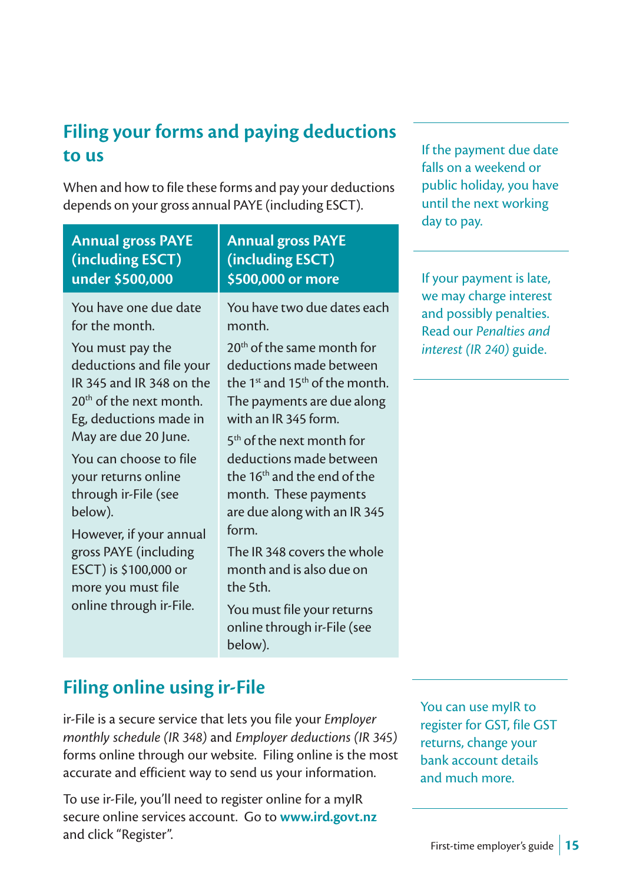## Filing your forms and paying deductions to us

When and how to file these forms and pay your deductions depends on your gross annual PAYE (including ESCT).

| Annual gross PAYE (including ESCT) under $500,000 | Annual gross PAYE (including ESCT) $500,000 or more |
|---|---|
| You have one due date for the month.<br><br>You must pay the deductions and file your IR 345 and IR 348 on the 20th of the next month. Eg, deductions made in May are due 20 June.<br><br>You can choose to file your returns online through ir-File (see below).<br><br>However, if your annual gross PAYE (including ESCT) is $100,000 or more you must file online through ir-File. | You have two due dates each month.<br><br>20th of the same month for deductions made between the 1st and 15th of the month. The payments are due along with an IR 345 form.<br><br>5th of the next month for deductions made between the 16th and the end of the month. These payments are due along with an IR 345 form.<br><br>The IR 348 covers the whole month and is also due on the 5th.<br><br>You must file your returns online through ir-File (see below). |

If the payment due date falls on a weekend or public holiday, you have until the next working day to pay.

If your payment is late, we may charge interest and possibly penalties. Read our *Penalties and interest (IR 240)* guide.

## Filing online using ir-File

ir-File is a secure service that lets you file your *Employer monthly schedule (IR 348)* and *Employer deductions (IR 345)* forms online through our website. Filing online is the most accurate and efficient way to send us your information.

To use ir-File, you'll need to register online for a myIR secure online services account. Go to **www.ird.govt.nz** and click "Register".

You can use myIR to register for GST, file GST returns, change your bank account details and much more.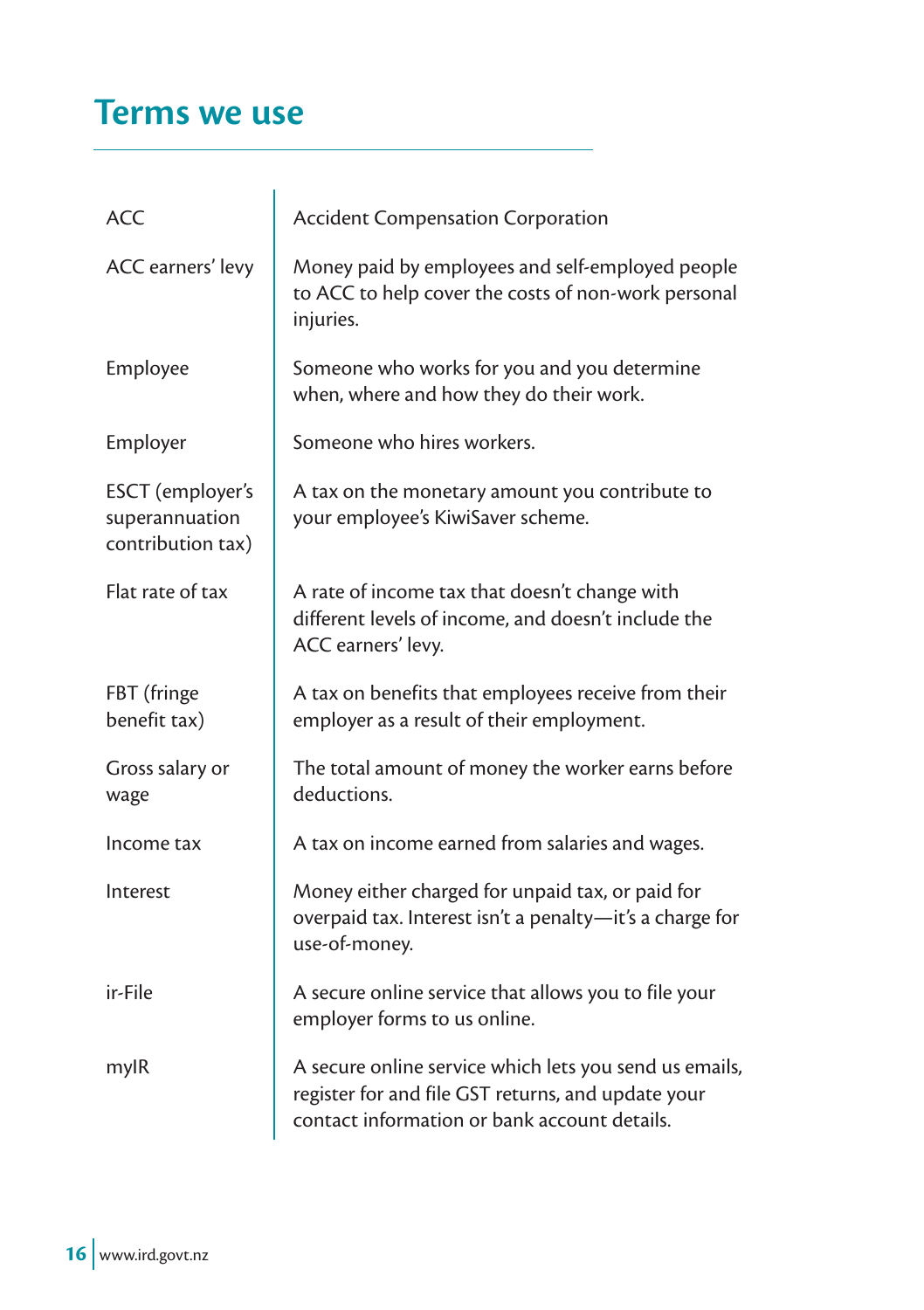# Terms we use

| | |
|---|---|
| ACC | Accident Compensation Corporation |
| ACC earners' levy | Money paid by employees and self-employed people to ACC to help cover the costs of non-work personal injuries. |
| Employee | Someone who works for you and you determine when, where and how they do their work. |
| Employer | Someone who hires workers. |
| ESCT (employer's superannuation contribution tax) | A tax on the monetary amount you contribute to your employee's KiwiSaver scheme. |
| Flat rate of tax | A rate of income tax that doesn't change with different levels of income, and doesn't include the ACC earners' levy. |
| FBT (fringe benefit tax) | A tax on benefits that employees receive from their employer as a result of their employment. |
| Gross salary or wage | The total amount of money the worker earns before deductions. |
| Income tax | A tax on income earned from salaries and wages. |
| Interest | Money either charged for unpaid tax, or paid for overpaid tax. Interest isn't a penalty—it's a charge for use-of-money. |
| ir-File | A secure online service that allows you to file your employer forms to us online. |
| myIR | A secure online service which lets you send us emails, register for and file GST returns, and update your contact information or bank account details. |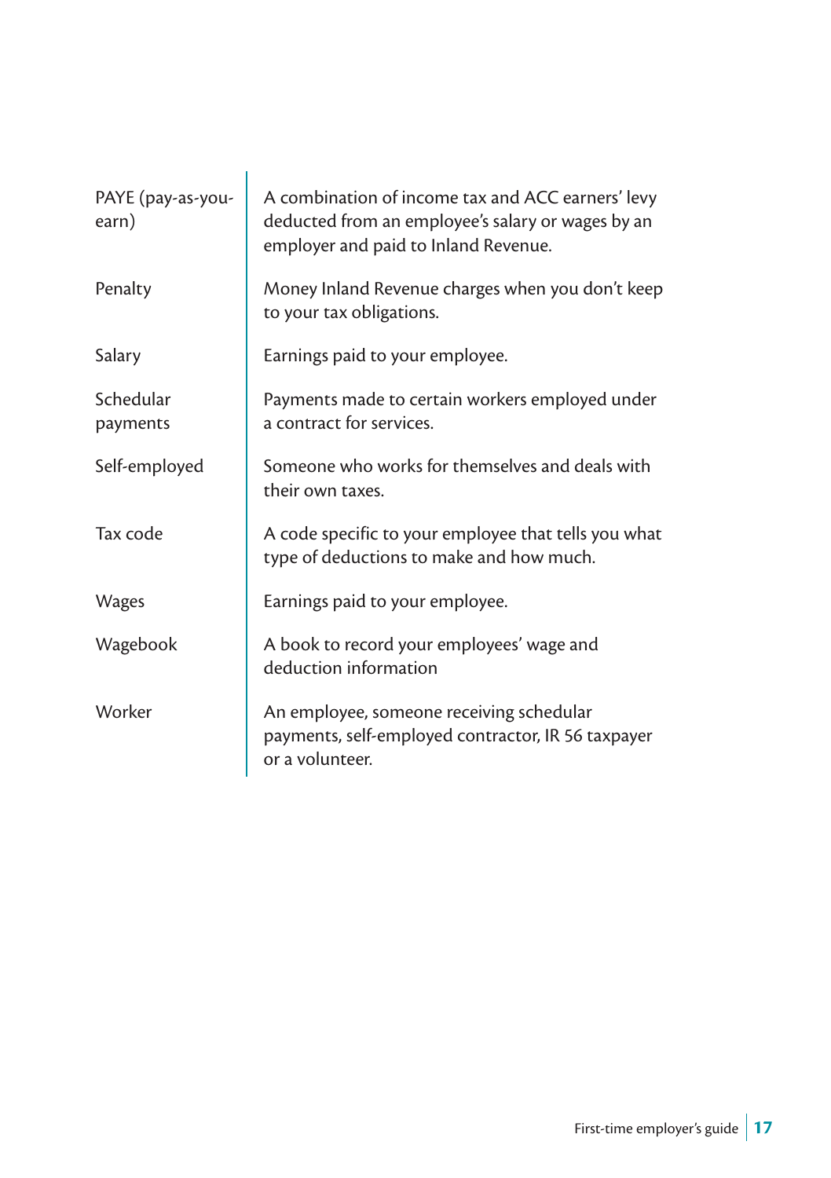| | |
|---|---|
| PAYE (pay-as-you-earn) | A combination of income tax and ACC earners' levy deducted from an employee's salary or wages by an employer and paid to Inland Revenue. |
| Penalty | Money Inland Revenue charges when you don't keep to your tax obligations. |
| Salary | Earnings paid to your employee. |
| Schedular payments | Payments made to certain workers employed under a contract for services. |
| Self-employed | Someone who works for themselves and deals with their own taxes. |
| Tax code | A code specific to your employee that tells you what type of deductions to make and how much. |
| Wages | Earnings paid to your employee. |
| Wagebook | A book to record your employees' wage and deduction information |
| Worker | An employee, someone receiving schedular payments, self-employed contractor, IR 56 taxpayer or a volunteer. |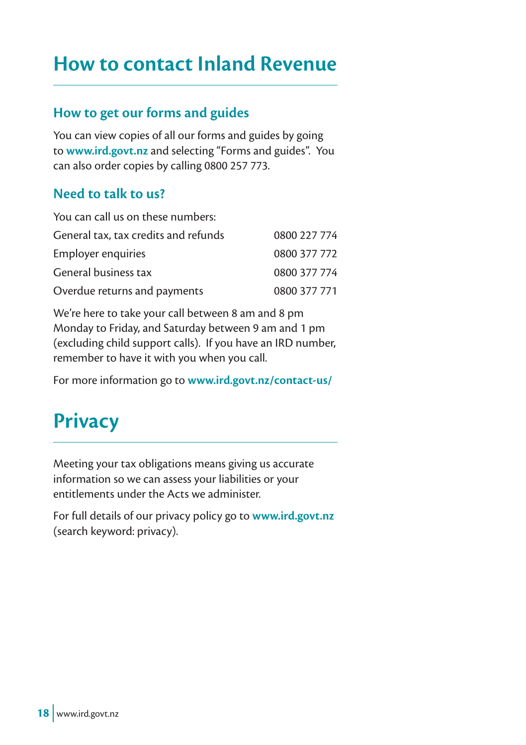# How to contact Inland Revenue

## How to get our forms and guides

You can view copies of all our forms and guides by going to **www.ird.govt.nz** and selecting "Forms and guides". You can also order copies by calling 0800 257 773.

## Need to talk to us?

You can call us on these numbers:

| | |
|---|---|
| General tax, tax credits and refunds | 0800 227 774 |
| Employer enquiries | 0800 377 772 |
| General business tax | 0800 377 774 |
| Overdue returns and payments | 0800 377 771 |

We're here to take your call between 8 am and 8 pm Monday to Friday, and Saturday between 9 am and 1 pm (excluding child support calls). If you have an IRD number, remember to have it with you when you call.

For more information go to **www.ird.govt.nz/contact-us/**

# Privacy

Meeting your tax obligations means giving us accurate information so we can assess your liabilities or your entitlements under the Acts we administer.

For full details of our privacy policy go to **www.ird.govt.nz** (search keyword: privacy).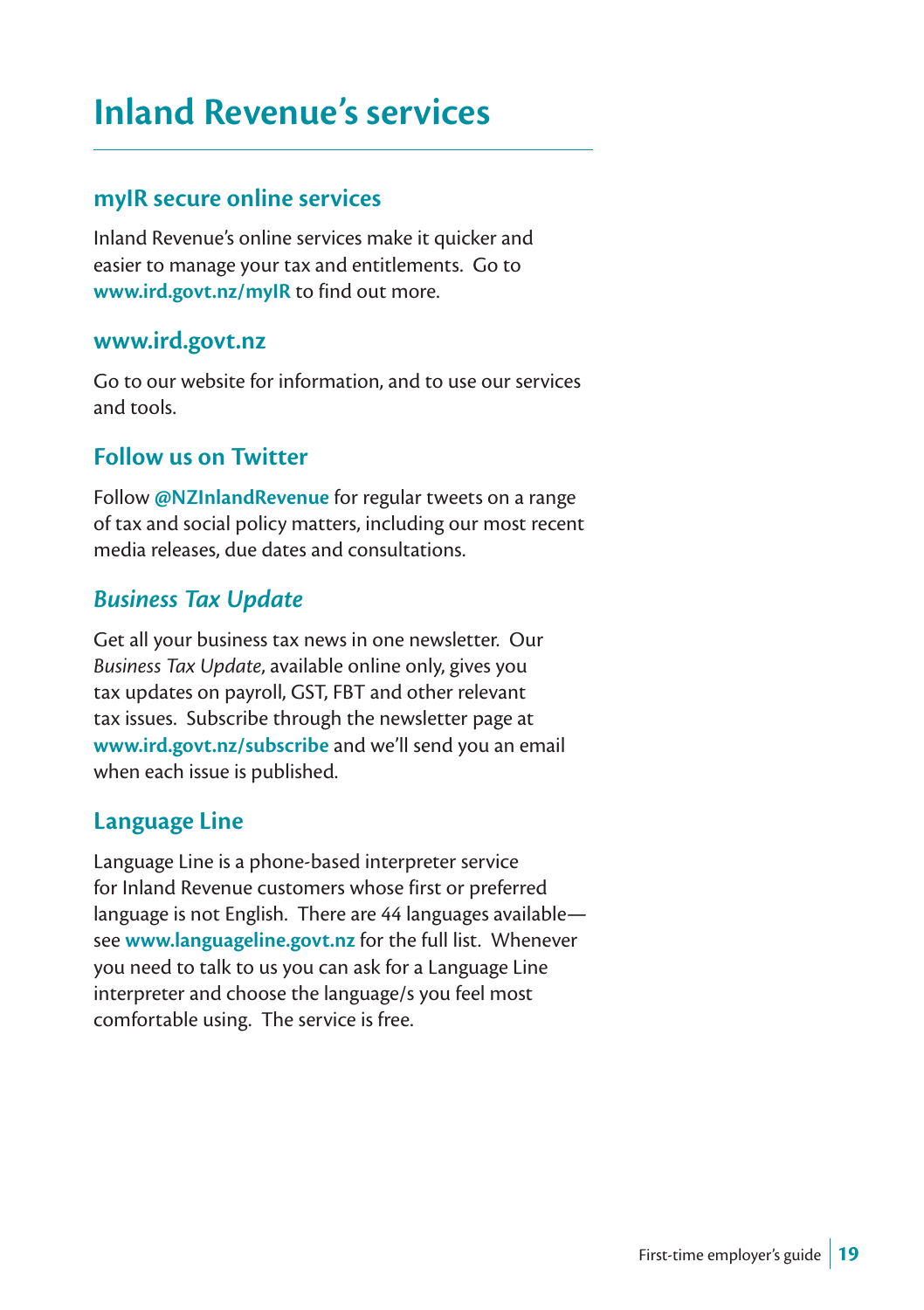# Inland Revenue's services

## myIR secure online services

Inland Revenue's online services make it quicker and easier to manage your tax and entitlements. Go to **www.ird.govt.nz/myIR** to find out more.

## www.ird.govt.nz

Go to our website for information, and to use our services and tools.

## Follow us on Twitter

Follow **@NZInlandRevenue** for regular tweets on a range of tax and social policy matters, including our most recent media releases, due dates and consultations.

## *Business Tax Update*

Get all your business tax news in one newsletter. Our *Business Tax Update*, available online only, gives you tax updates on payroll, GST, FBT and other relevant tax issues. Subscribe through the newsletter page at **www.ird.govt.nz/subscribe** and we'll send you an email when each issue is published.

## Language Line

Language Line is a phone-based interpreter service for Inland Revenue customers whose first or preferred language is not English. There are 44 languages available—see **www.languageline.govt.nz** for the full list. Whenever you need to talk to us you can ask for a Language Line interpreter and choose the language/s you feel most comfortable using. The service is free.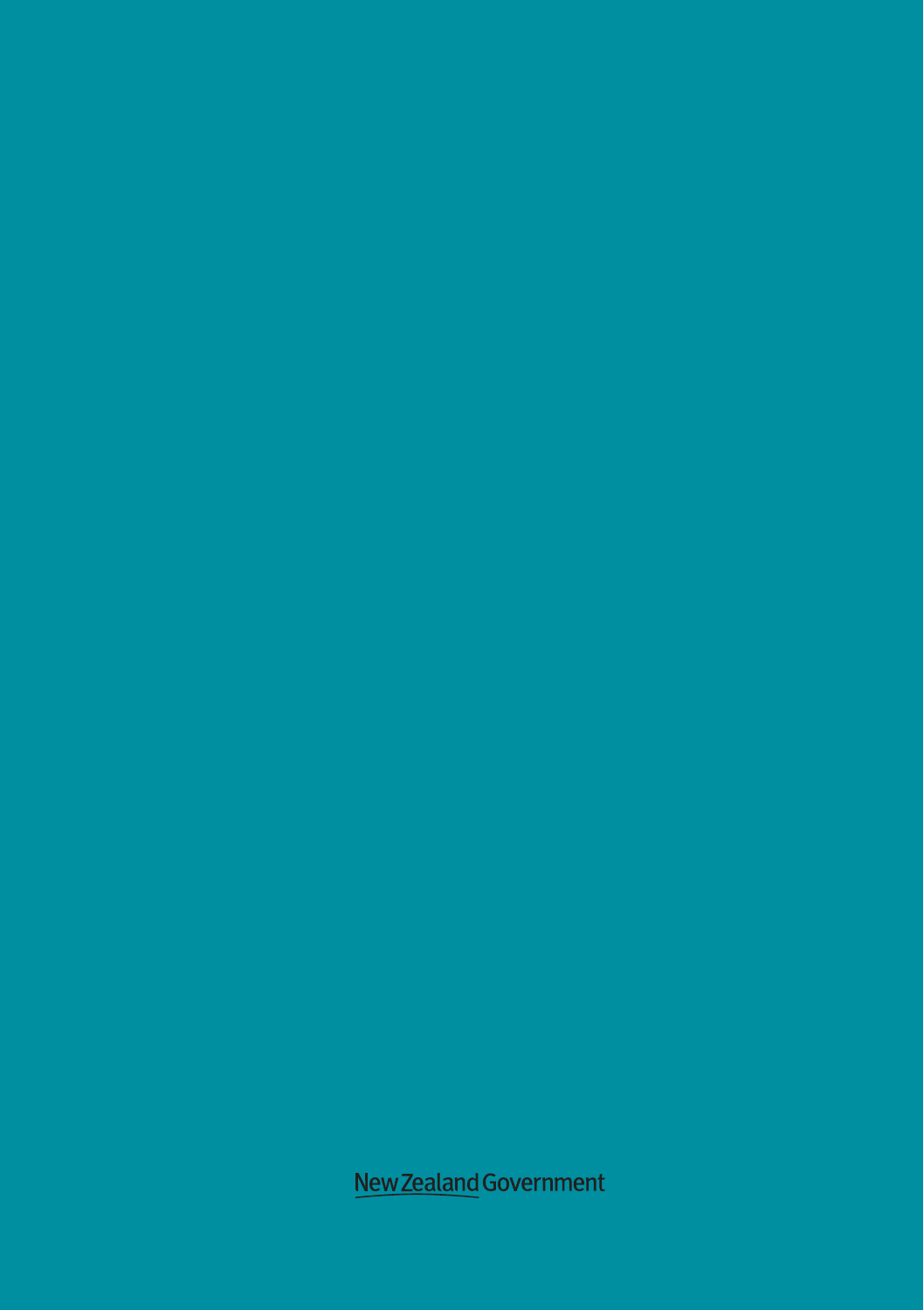New Zealand Government